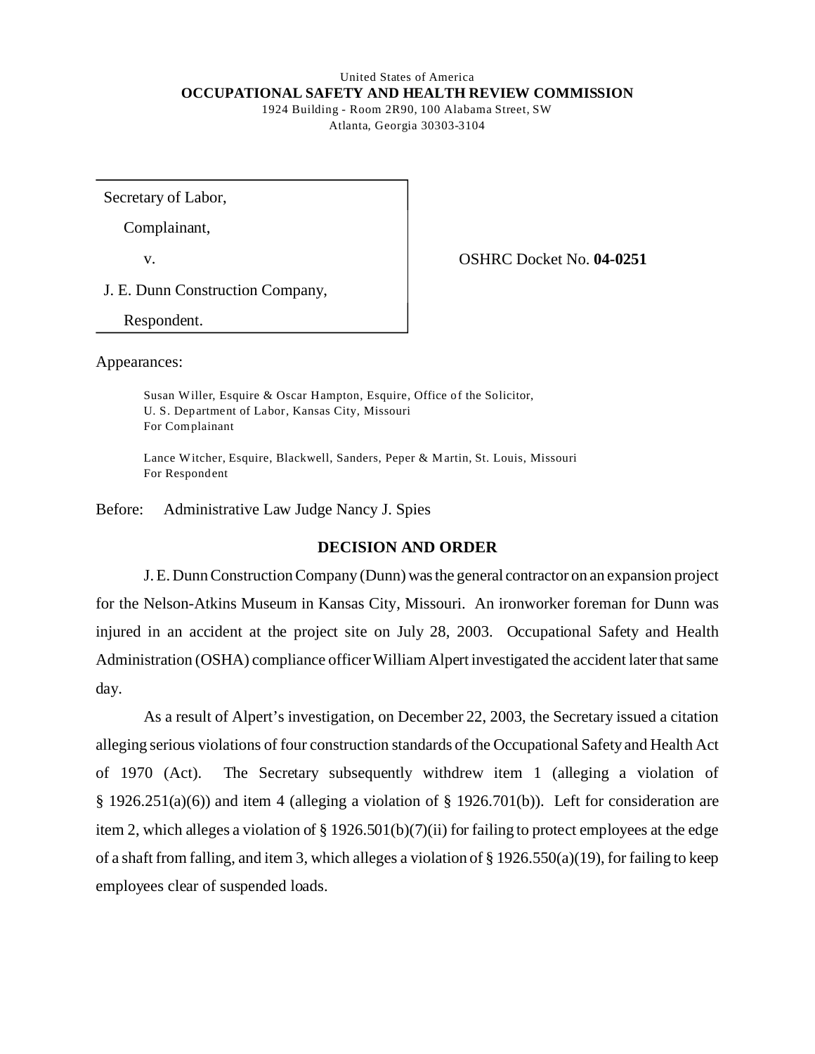United States of America
**OCCUPATIONAL SAFETY AND HEALTH REVIEW COMMISSION**
1924 Building - Room 2R90, 100 Alabama Street, SW
Atlanta, Georgia 30303-3104

| | |
|---|---|
| Secretary of Labor,<br>Complainant,<br>v.<br>J. E. Dunn Construction Company,<br>Respondent. | OSHRC Docket No. **04-0251** |

Appearances:

Susan Willer, Esquire & Oscar Hampton, Esquire, Office of the Solicitor, U. S. Department of Labor, Kansas City, Missouri
For Complainant

Lance Witcher, Esquire, Blackwell, Sanders, Peper & Martin, St. Louis, Missouri
For Respondent

Before: Administrative Law Judge Nancy J. Spies

## DECISION AND ORDER

J. E. Dunn Construction Company (Dunn) was the general contractor on an expansion project for the Nelson-Atkins Museum in Kansas City, Missouri. An ironworker foreman for Dunn was injured in an accident at the project site on July 28, 2003. Occupational Safety and Health Administration (OSHA) compliance officer William Alpert investigated the accident later that same day.

As a result of Alpert's investigation, on December 22, 2003, the Secretary issued a citation alleging serious violations of four construction standards of the Occupational Safety and Health Act of 1970 (Act). The Secretary subsequently withdrew item 1 (alleging a violation of § 1926.251(a)(6)) and item 4 (alleging a violation of § 1926.701(b)). Left for consideration are item 2, which alleges a violation of § 1926.501(b)(7)(ii) for failing to protect employees at the edge of a shaft from falling, and item 3, which alleges a violation of § 1926.550(a)(19), for failing to keep employees clear of suspended loads.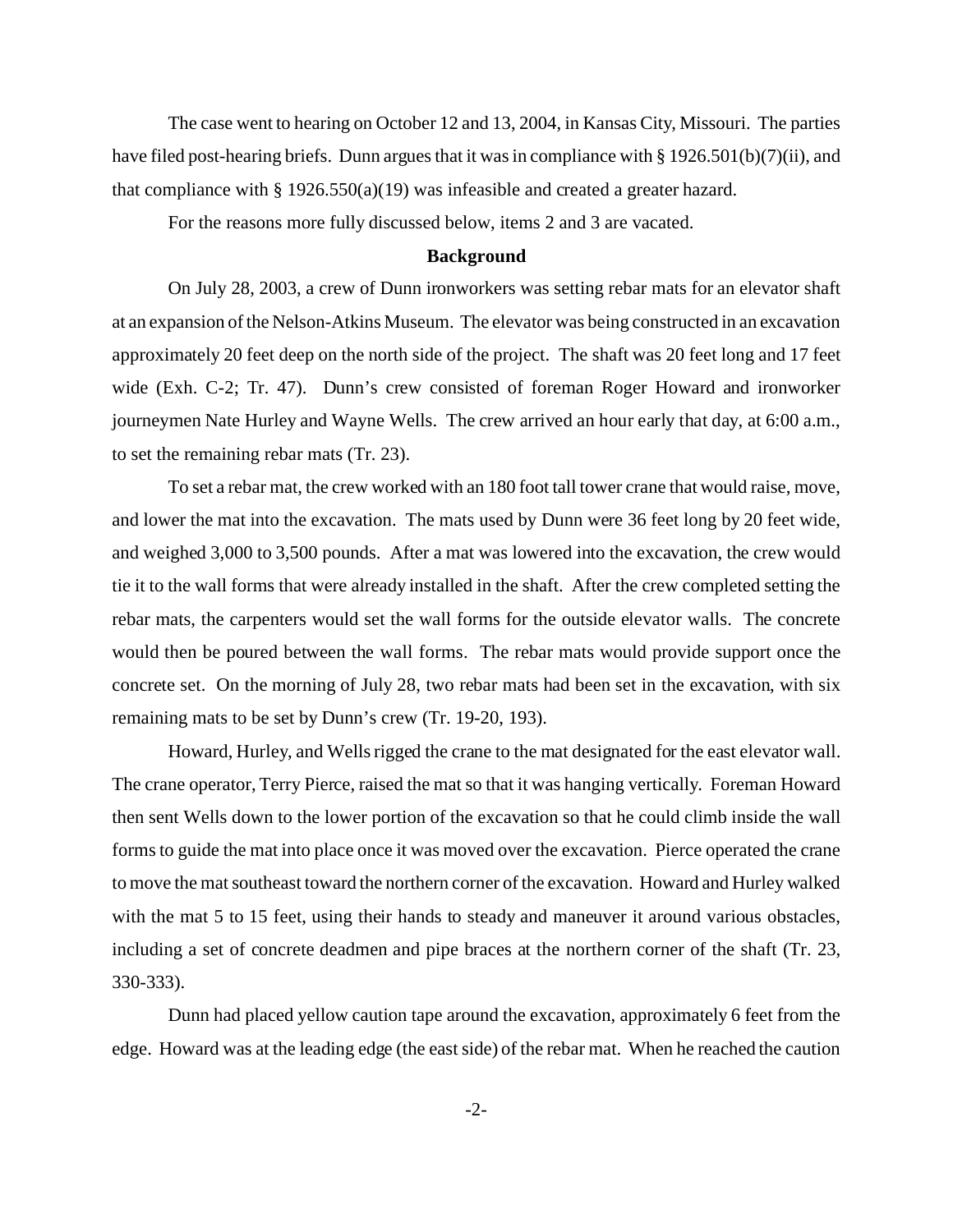The case went to hearing on October 12 and 13, 2004, in Kansas City, Missouri. The parties have filed post-hearing briefs. Dunn argues that it was in compliance with § 1926.501(b)(7)(ii), and that compliance with § 1926.550(a)(19) was infeasible and created a greater hazard.

For the reasons more fully discussed below, items 2 and 3 are vacated.

## Background

On July 28, 2003, a crew of Dunn ironworkers was setting rebar mats for an elevator shaft at an expansion of the Nelson-Atkins Museum. The elevator was being constructed in an excavation approximately 20 feet deep on the north side of the project. The shaft was 20 feet long and 17 feet wide (Exh. C-2; Tr. 47). Dunn's crew consisted of foreman Roger Howard and ironworker journeymen Nate Hurley and Wayne Wells. The crew arrived an hour early that day, at 6:00 a.m., to set the remaining rebar mats (Tr. 23).

To set a rebar mat, the crew worked with an 180 foot tall tower crane that would raise, move, and lower the mat into the excavation. The mats used by Dunn were 36 feet long by 20 feet wide, and weighed 3,000 to 3,500 pounds. After a mat was lowered into the excavation, the crew would tie it to the wall forms that were already installed in the shaft. After the crew completed setting the rebar mats, the carpenters would set the wall forms for the outside elevator walls. The concrete would then be poured between the wall forms. The rebar mats would provide support once the concrete set. On the morning of July 28, two rebar mats had been set in the excavation, with six remaining mats to be set by Dunn's crew (Tr. 19-20, 193).

Howard, Hurley, and Wells rigged the crane to the mat designated for the east elevator wall. The crane operator, Terry Pierce, raised the mat so that it was hanging vertically. Foreman Howard then sent Wells down to the lower portion of the excavation so that he could climb inside the wall forms to guide the mat into place once it was moved over the excavation. Pierce operated the crane to move the mat southeast toward the northern corner of the excavation. Howard and Hurley walked with the mat 5 to 15 feet, using their hands to steady and maneuver it around various obstacles, including a set of concrete deadmen and pipe braces at the northern corner of the shaft (Tr. 23, 330-333).

Dunn had placed yellow caution tape around the excavation, approximately 6 feet from the edge. Howard was at the leading edge (the east side) of the rebar mat. When he reached the caution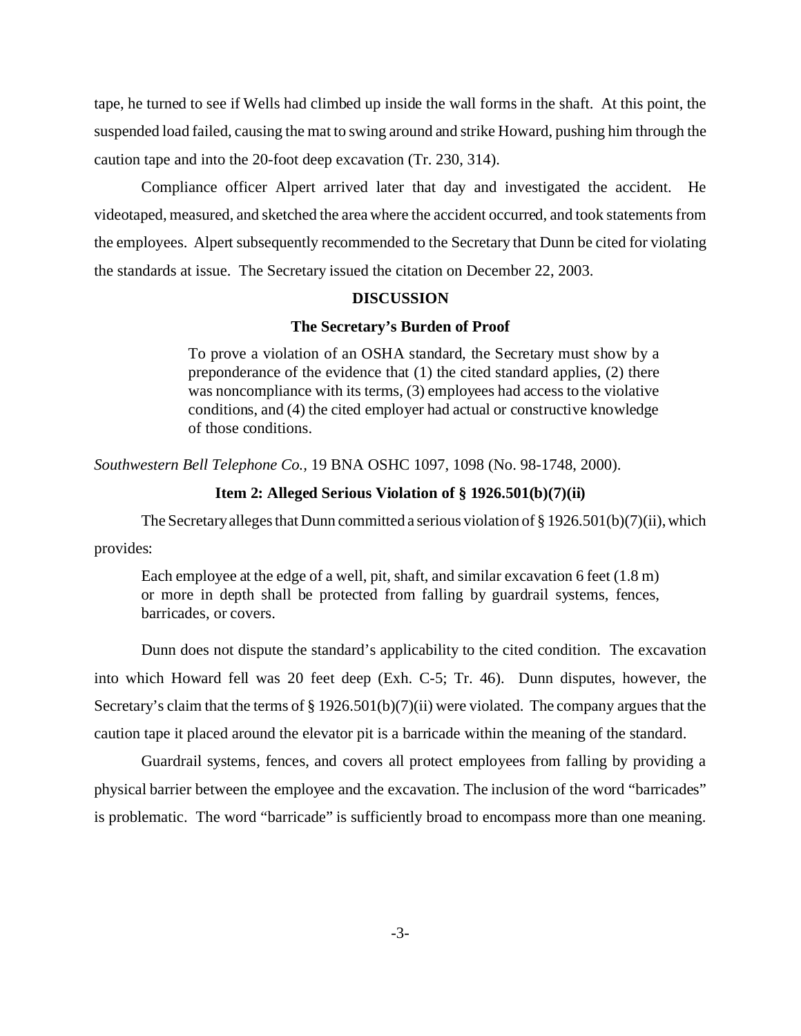tape, he turned to see if Wells had climbed up inside the wall forms in the shaft. At this point, the suspended load failed, causing the mat to swing around and strike Howard, pushing him through the caution tape and into the 20-foot deep excavation (Tr. 230, 314).

Compliance officer Alpert arrived later that day and investigated the accident. He videotaped, measured, and sketched the area where the accident occurred, and took statements from the employees. Alpert subsequently recommended to the Secretary that Dunn be cited for violating the standards at issue. The Secretary issued the citation on December 22, 2003.

## DISCUSSION

### The Secretary's Burden of Proof

> To prove a violation of an OSHA standard, the Secretary must show by a preponderance of the evidence that (1) the cited standard applies, (2) there was noncompliance with its terms, (3) employees had access to the violative conditions, and (4) the cited employer had actual or constructive knowledge of those conditions.

*Southwestern Bell Telephone Co.,* 19 BNA OSHC 1097, 1098 (No. 98-1748, 2000).

### Item 2: Alleged Serious Violation of § 1926.501(b)(7)(ii)

The Secretary alleges that Dunn committed a serious violation of § 1926.501(b)(7)(ii), which provides:

> Each employee at the edge of a well, pit, shaft, and similar excavation 6 feet (1.8 m) or more in depth shall be protected from falling by guardrail systems, fences, barricades, or covers.

Dunn does not dispute the standard's applicability to the cited condition. The excavation into which Howard fell was 20 feet deep (Exh. C-5; Tr. 46). Dunn disputes, however, the Secretary's claim that the terms of § 1926.501(b)(7)(ii) were violated. The company argues that the caution tape it placed around the elevator pit is a barricade within the meaning of the standard.

Guardrail systems, fences, and covers all protect employees from falling by providing a physical barrier between the employee and the excavation. The inclusion of the word "barricades" is problematic. The word "barricade" is sufficiently broad to encompass more than one meaning.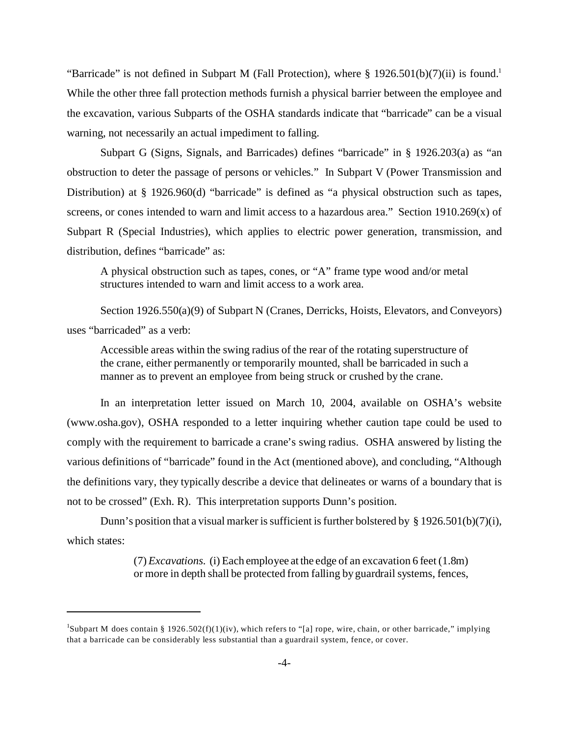"Barricade" is not defined in Subpart M (Fall Protection), where § 1926.501(b)(7)(ii) is found.[1] While the other three fall protection methods furnish a physical barrier between the employee and the excavation, various Subparts of the OSHA standards indicate that "barricade" can be a visual warning, not necessarily an actual impediment to falling.

Subpart G (Signs, Signals, and Barricades) defines "barricade" in § 1926.203(a) as "an obstruction to deter the passage of persons or vehicles." In Subpart V (Power Transmission and Distribution) at § 1926.960(d) "barricade" is defined as "a physical obstruction such as tapes, screens, or cones intended to warn and limit access to a hazardous area." Section 1910.269(x) of Subpart R (Special Industries), which applies to electric power generation, transmission, and distribution, defines "barricade" as:

> A physical obstruction such as tapes, cones, or "A" frame type wood and/or metal structures intended to warn and limit access to a work area.

Section 1926.550(a)(9) of Subpart N (Cranes, Derricks, Hoists, Elevators, and Conveyors) uses "barricaded" as a verb:

> Accessible areas within the swing radius of the rear of the rotating superstructure of the crane, either permanently or temporarily mounted, shall be barricaded in such a manner as to prevent an employee from being struck or crushed by the crane.

In an interpretation letter issued on March 10, 2004, available on OSHA's website (www.osha.gov), OSHA responded to a letter inquiring whether caution tape could be used to comply with the requirement to barricade a crane's swing radius. OSHA answered by listing the various definitions of "barricade" found in the Act (mentioned above), and concluding, "Although the definitions vary, they typically describe a device that delineates or warns of a boundary that is not to be crossed" (Exh. R). This interpretation supports Dunn's position.

Dunn's position that a visual marker is sufficient is further bolstered by § 1926.501(b)(7)(i), which states:

> (7) *Excavations.* (i) Each employee at the edge of an excavation 6 feet (1.8m) or more in depth shall be protected from falling by guardrail systems, fences,

---

[1] Subpart M does contain § 1926.502(f)(1)(iv), which refers to "[a] rope, wire, chain, or other barricade," implying that a barricade can be considerably less substantial than a guardrail system, fence, or cover.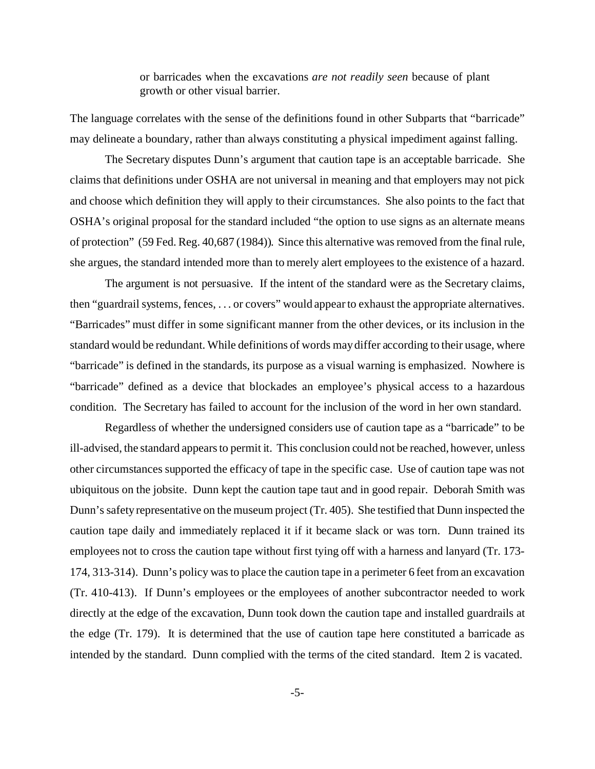> or barricades when the excavations *are not readily seen* because of plant growth or other visual barrier.

The language correlates with the sense of the definitions found in other Subparts that "barricade" may delineate a boundary, rather than always constituting a physical impediment against falling.

The Secretary disputes Dunn's argument that caution tape is an acceptable barricade. She claims that definitions under OSHA are not universal in meaning and that employers may not pick and choose which definition they will apply to their circumstances. She also points to the fact that OSHA's original proposal for the standard included "the option to use signs as an alternate means of protection" (59 Fed. Reg. 40,687 (1984)). Since this alternative was removed from the final rule, she argues, the standard intended more than to merely alert employees to the existence of a hazard.

The argument is not persuasive. If the intent of the standard were as the Secretary claims, then "guardrail systems, fences, . . . or covers" would appear to exhaust the appropriate alternatives. "Barricades" must differ in some significant manner from the other devices, or its inclusion in the standard would be redundant. While definitions of words may differ according to their usage, where "barricade" is defined in the standards, its purpose as a visual warning is emphasized. Nowhere is "barricade" defined as a device that blockades an employee's physical access to a hazardous condition. The Secretary has failed to account for the inclusion of the word in her own standard.

Regardless of whether the undersigned considers use of caution tape as a "barricade" to be ill-advised, the standard appears to permit it. This conclusion could not be reached, however, unless other circumstances supported the efficacy of tape in the specific case. Use of caution tape was not ubiquitous on the jobsite. Dunn kept the caution tape taut and in good repair. Deborah Smith was Dunn's safety representative on the museum project (Tr. 405). She testified that Dunn inspected the caution tape daily and immediately replaced it if it became slack or was torn. Dunn trained its employees not to cross the caution tape without first tying off with a harness and lanyard (Tr. 173-174, 313-314). Dunn's policy was to place the caution tape in a perimeter 6 feet from an excavation (Tr. 410-413). If Dunn's employees or the employees of another subcontractor needed to work directly at the edge of the excavation, Dunn took down the caution tape and installed guardrails at the edge (Tr. 179). It is determined that the use of caution tape here constituted a barricade as intended by the standard. Dunn complied with the terms of the cited standard. Item 2 is vacated.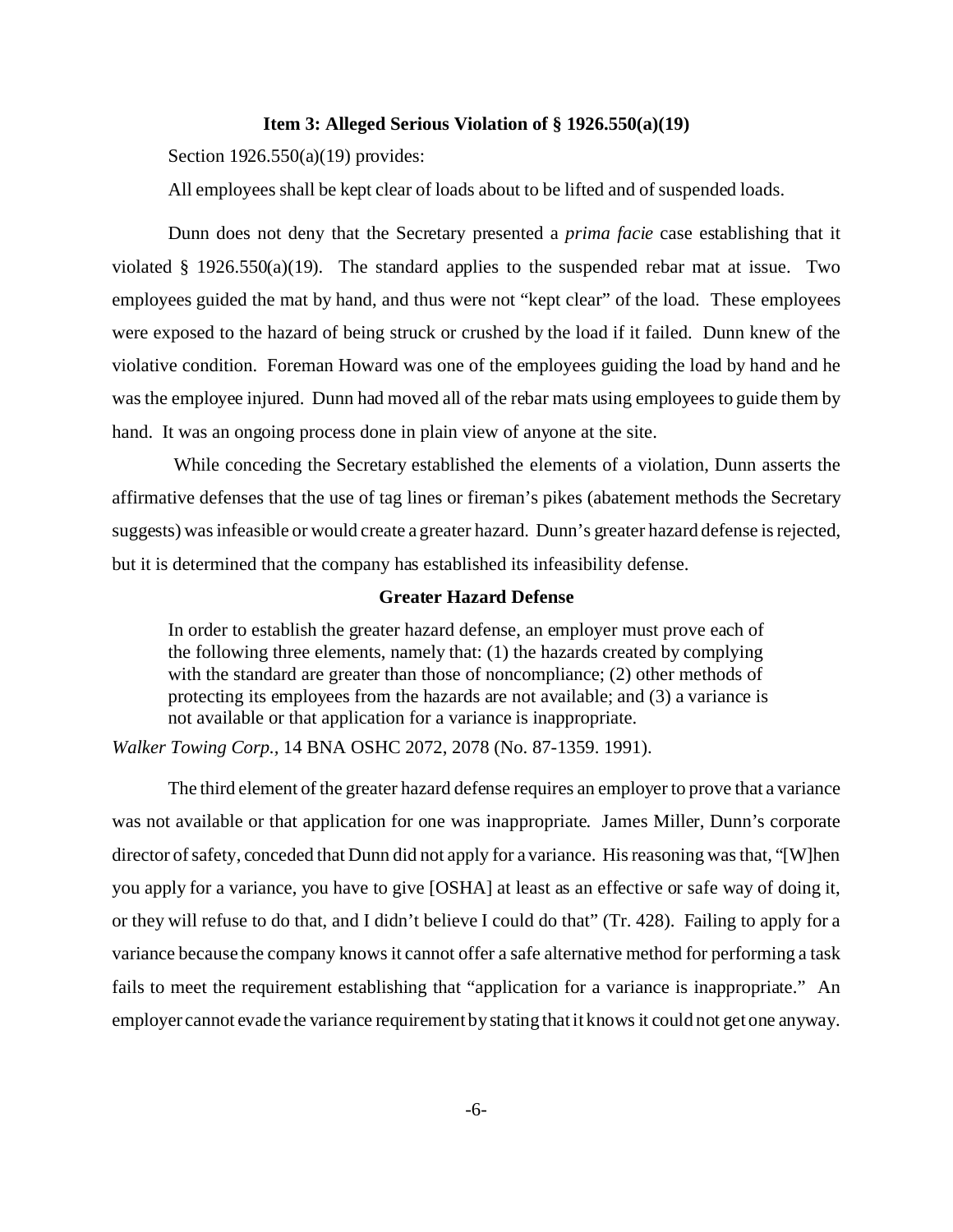### Item 3: Alleged Serious Violation of § 1926.550(a)(19)

Section 1926.550(a)(19) provides:

All employees shall be kept clear of loads about to be lifted and of suspended loads.

Dunn does not deny that the Secretary presented a *prima facie* case establishing that it violated § 1926.550(a)(19). The standard applies to the suspended rebar mat at issue. Two employees guided the mat by hand, and thus were not "kept clear" of the load. These employees were exposed to the hazard of being struck or crushed by the load if it failed. Dunn knew of the violative condition. Foreman Howard was one of the employees guiding the load by hand and he was the employee injured. Dunn had moved all of the rebar mats using employees to guide them by hand. It was an ongoing process done in plain view of anyone at the site.

While conceding the Secretary established the elements of a violation, Dunn asserts the affirmative defenses that the use of tag lines or fireman's pikes (abatement methods the Secretary suggests) was infeasible or would create a greater hazard. Dunn's greater hazard defense is rejected, but it is determined that the company has established its infeasibility defense.

### Greater Hazard Defense

> In order to establish the greater hazard defense, an employer must prove each of the following three elements, namely that: (1) the hazards created by complying with the standard are greater than those of noncompliance; (2) other methods of protecting its employees from the hazards are not available; and (3) a variance is not available or that application for a variance is inappropriate.

*Walker Towing Corp.*, 14 BNA OSHC 2072, 2078 (No. 87-1359. 1991).

The third element of the greater hazard defense requires an employer to prove that a variance was not available or that application for one was inappropriate. James Miller, Dunn's corporate director of safety, conceded that Dunn did not apply for a variance. His reasoning was that, "[W]hen you apply for a variance, you have to give [OSHA] at least as an effective or safe way of doing it, or they will refuse to do that, and I didn't believe I could do that" (Tr. 428). Failing to apply for a variance because the company knows it cannot offer a safe alternative method for performing a task fails to meet the requirement establishing that "application for a variance is inappropriate." An employer cannot evade the variance requirement by stating that it knows it could not get one anyway.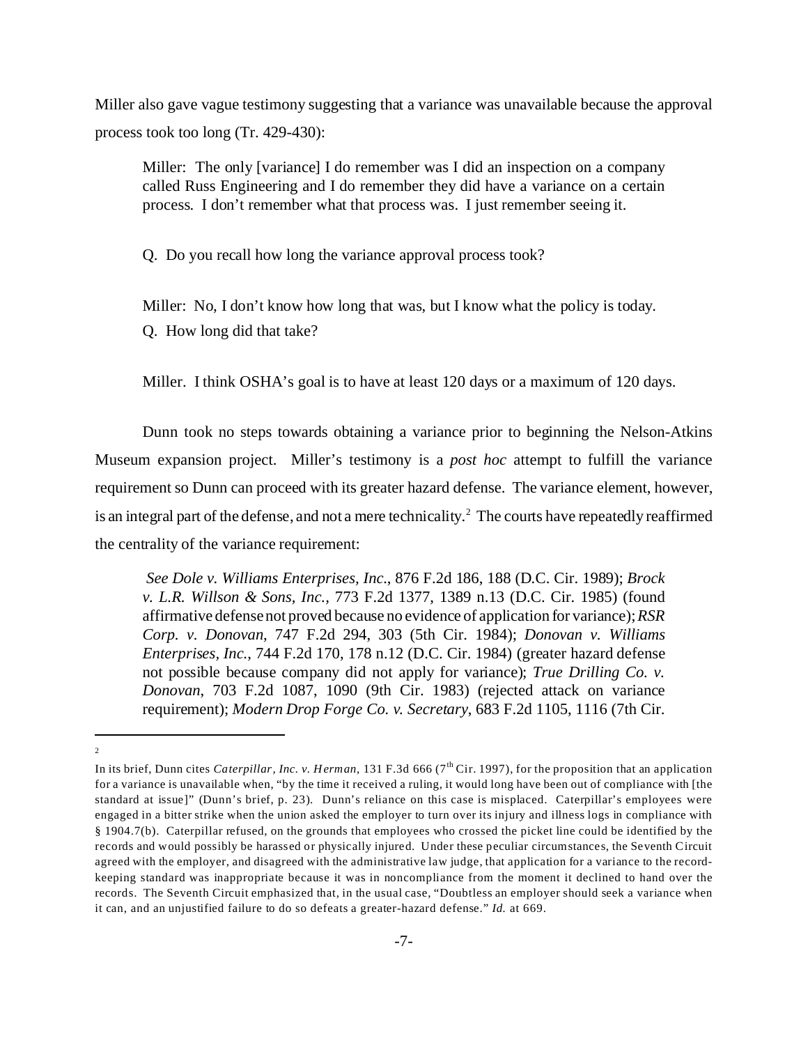Miller also gave vague testimony suggesting that a variance was unavailable because the approval process took too long (Tr. 429-430):

> Miller: The only [variance] I do remember was I did an inspection on a company called Russ Engineering and I do remember they did have a variance on a certain process. I don't remember what that process was. I just remember seeing it.
>
> Q. Do you recall how long the variance approval process took?
>
> Miller: No, I don't know how long that was, but I know what the policy is today.
>
> Q. How long did that take?
>
> Miller. I think OSHA's goal is to have at least 120 days or a maximum of 120 days.

Dunn took no steps towards obtaining a variance prior to beginning the Nelson-Atkins Museum expansion project. Miller's testimony is a *post hoc* attempt to fulfill the variance requirement so Dunn can proceed with its greater hazard defense. The variance element, however, is an integral part of the defense, and not a mere technicality.[2] The courts have repeatedly reaffirmed the centrality of the variance requirement:

> *See Dole v. Williams Enterprises, Inc.*, 876 F.2d 186, 188 (D.C. Cir. 1989); *Brock v. L.R. Willson & Sons, Inc.*, 773 F.2d 1377, 1389 n.13 (D.C. Cir. 1985) (found affirmative defense not proved because no evidence of application for variance); *RSR Corp. v. Donovan*, 747 F.2d 294, 303 (5th Cir. 1984); *Donovan v. Williams Enterprises, Inc.*, 744 F.2d 170, 178 n.12 (D.C. Cir. 1984) (greater hazard defense not possible because company did not apply for variance); *True Drilling Co. v. Donovan*, 703 F.2d 1087, 1090 (9th Cir. 1983) (rejected attack on variance requirement); *Modern Drop Forge Co. v. Secretary*, 683 F.2d 1105, 1116 (7th Cir.

---

[2] In its brief, Dunn cites *Caterpillar, Inc. v. Herman*, 131 F.3d 666 (7th Cir. 1997), for the proposition that an application for a variance is unavailable when, "by the time it received a ruling, it would long have been out of compliance with [the standard at issue]" (Dunn's brief, p. 23). Dunn's reliance on this case is misplaced. Caterpillar's employees were engaged in a bitter strike when the union asked the employer to turn over its injury and illness logs in compliance with § 1904.7(b). Caterpillar refused, on the grounds that employees who crossed the picket line could be identified by the records and would possibly be harassed or physically injured. Under these peculiar circumstances, the Seventh Circuit agreed with the employer, and disagreed with the administrative law judge, that application for a variance to the record-keeping standard was inappropriate because it was in noncompliance from the moment it declined to hand over the records. The Seventh Circuit emphasized that, in the usual case, "Doubtless an employer should seek a variance when it can, and an unjustified failure to do so defeats a greater-hazard defense." *Id.* at 669.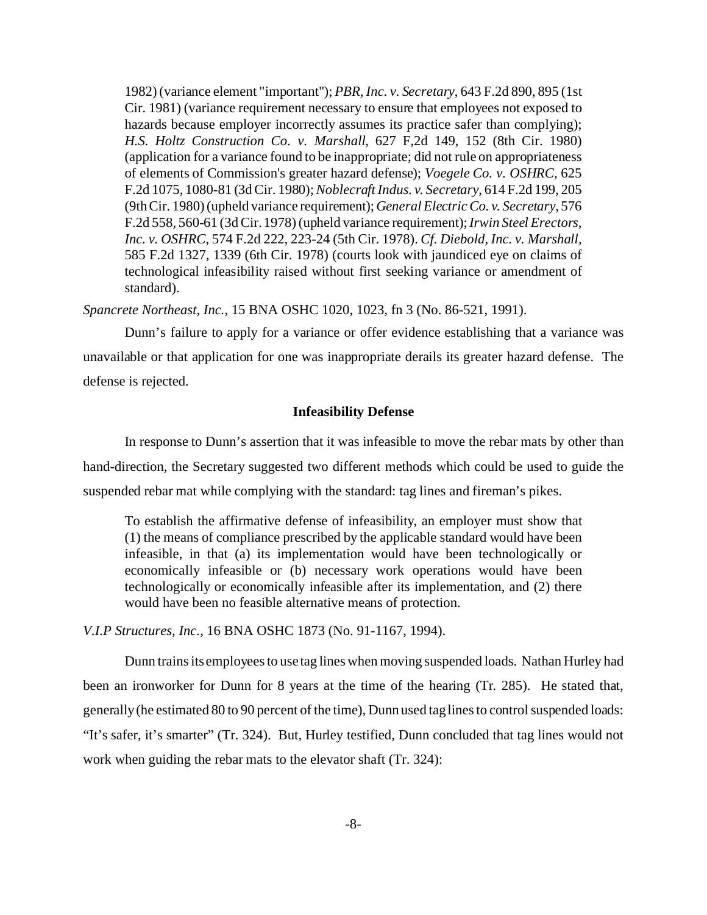1982) (variance element "important"); *PBR, Inc. v. Secretary*, 643 F.2d 890, 895 (1st Cir. 1981) (variance requirement necessary to ensure that employees not exposed to hazards because employer incorrectly assumes its practice safer than complying); *H.S. Holtz Construction Co. v. Marshall*, 627 F,2d 149, 152 (8th Cir. 1980) (application for a variance found to be inappropriate; did not rule on appropriateness of elements of Commission's greater hazard defense); *Voegele Co. v. OSHRC*, 625 F.2d 1075, 1080-81 (3d Cir. 1980); *Noblecraft Indus. v. Secretary*, 614 F.2d 199, 205 (9th Cir. 1980) (upheld variance requirement); *General Electric Co. v. Secretary*, 576 F.2d 558, 560-61 (3d Cir. 1978) (upheld variance requirement); *Irwin Steel Erectors, Inc. v. OSHRC*, 574 F.2d 222, 223-24 (5th Cir. 1978). *Cf. Diebold, Inc. v. Marshall*, 585 F.2d 1327, 1339 (6th Cir. 1978) (courts look with jaundiced eye on claims of technological infeasibility raised without first seeking variance or amendment of standard).

*Spancrete Northeast, Inc.*, 15 BNA OSHC 1020, 1023, fn 3 (No. 86-521, 1991).

Dunn's failure to apply for a variance or offer evidence establishing that a variance was unavailable or that application for one was inappropriate derails its greater hazard defense. The defense is rejected.

**Infeasibility Defense**

In response to Dunn's assertion that it was infeasible to move the rebar mats by other than hand-direction, the Secretary suggested two different methods which could be used to guide the suspended rebar mat while complying with the standard: tag lines and fireman's pikes.

> To establish the affirmative defense of infeasibility, an employer must show that (1) the means of compliance prescribed by the applicable standard would have been infeasible, in that (a) its implementation would have been technologically or economically infeasible or (b) necessary work operations would have been technologically or economically infeasible after its implementation, and (2) there would have been no feasible alternative means of protection.

*V.I.P Structures, Inc.*, 16 BNA OSHC 1873 (No. 91-1167, 1994).

Dunn trains its employees to use tag lines when moving suspended loads. Nathan Hurley had been an ironworker for Dunn for 8 years at the time of the hearing (Tr. 285). He stated that, generally (he estimated 80 to 90 percent of the time), Dunn used tag lines to control suspended loads: "It's safer, it's smarter" (Tr. 324). But, Hurley testified, Dunn concluded that tag lines would not work when guiding the rebar mats to the elevator shaft (Tr. 324):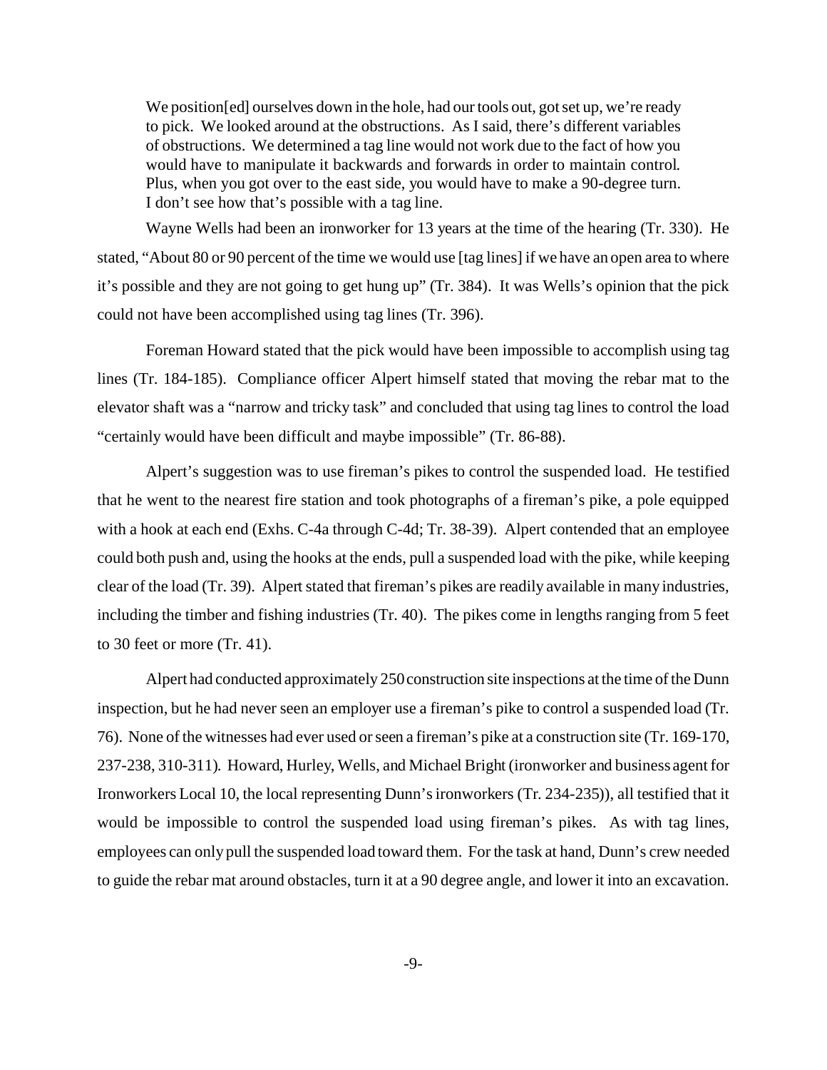> We position[ed] ourselves down in the hole, had our tools out, got set up, we're ready to pick. We looked around at the obstructions. As I said, there's different variables of obstructions. We determined a tag line would not work due to the fact of how you would have to manipulate it backwards and forwards in order to maintain control. Plus, when you got over to the east side, you would have to make a 90-degree turn. I don't see how that's possible with a tag line.

Wayne Wells had been an ironworker for 13 years at the time of the hearing (Tr. 330). He stated, "About 80 or 90 percent of the time we would use [tag lines] if we have an open area to where it's possible and they are not going to get hung up" (Tr. 384). It was Wells's opinion that the pick could not have been accomplished using tag lines (Tr. 396).

Foreman Howard stated that the pick would have been impossible to accomplish using tag lines (Tr. 184-185). Compliance officer Alpert himself stated that moving the rebar mat to the elevator shaft was a "narrow and tricky task" and concluded that using tag lines to control the load "certainly would have been difficult and maybe impossible" (Tr. 86-88).

Alpert's suggestion was to use fireman's pikes to control the suspended load. He testified that he went to the nearest fire station and took photographs of a fireman's pike, a pole equipped with a hook at each end (Exhs. C-4a through C-4d; Tr. 38-39). Alpert contended that an employee could both push and, using the hooks at the ends, pull a suspended load with the pike, while keeping clear of the load (Tr. 39). Alpert stated that fireman's pikes are readily available in many industries, including the timber and fishing industries (Tr. 40). The pikes come in lengths ranging from 5 feet to 30 feet or more (Tr. 41).

Alpert had conducted approximately 250 construction site inspections at the time of the Dunn inspection, but he had never seen an employer use a fireman's pike to control a suspended load (Tr. 76). None of the witnesses had ever used or seen a fireman's pike at a construction site (Tr. 169-170, 237-238, 310-311). Howard, Hurley, Wells, and Michael Bright (ironworker and business agent for Ironworkers Local 10, the local representing Dunn's ironworkers (Tr. 234-235)), all testified that it would be impossible to control the suspended load using fireman's pikes. As with tag lines, employees can only pull the suspended load toward them. For the task at hand, Dunn's crew needed to guide the rebar mat around obstacles, turn it at a 90 degree angle, and lower it into an excavation.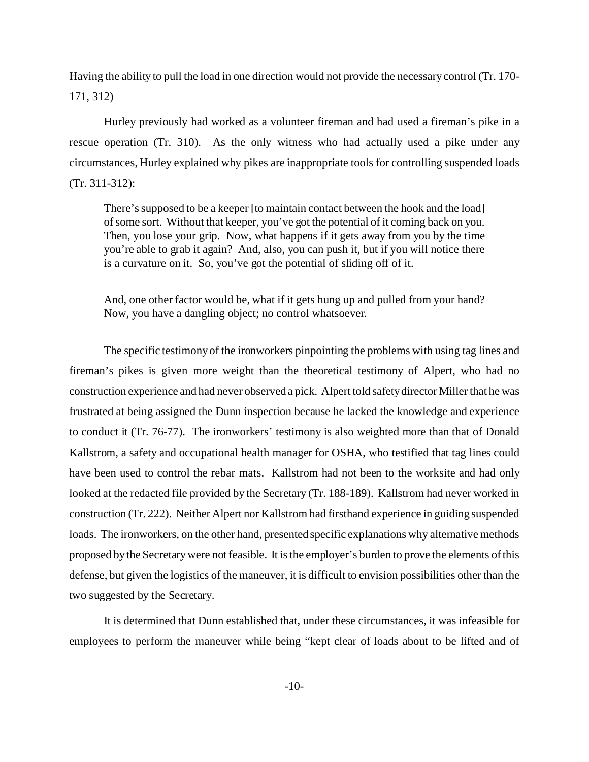Having the ability to pull the load in one direction would not provide the necessary control (Tr. 170-171, 312)

Hurley previously had worked as a volunteer fireman and had used a fireman's pike in a rescue operation (Tr. 310). As the only witness who had actually used a pike under any circumstances, Hurley explained why pikes are inappropriate tools for controlling suspended loads (Tr. 311-312):

> There's supposed to be a keeper [to maintain contact between the hook and the load] of some sort. Without that keeper, you've got the potential of it coming back on you. Then, you lose your grip. Now, what happens if it gets away from you by the time you're able to grab it again? And, also, you can push it, but if you will notice there is a curvature on it. So, you've got the potential of sliding off of it.
>
> And, one other factor would be, what if it gets hung up and pulled from your hand? Now, you have a dangling object; no control whatsoever.

The specific testimony of the ironworkers pinpointing the problems with using tag lines and fireman's pikes is given more weight than the theoretical testimony of Alpert, who had no construction experience and had never observed a pick. Alpert told safety director Miller that he was frustrated at being assigned the Dunn inspection because he lacked the knowledge and experience to conduct it (Tr. 76-77). The ironworkers' testimony is also weighted more than that of Donald Kallstrom, a safety and occupational health manager for OSHA, who testified that tag lines could have been used to control the rebar mats. Kallstrom had not been to the worksite and had only looked at the redacted file provided by the Secretary (Tr. 188-189). Kallstrom had never worked in construction (Tr. 222). Neither Alpert nor Kallstrom had firsthand experience in guiding suspended loads. The ironworkers, on the other hand, presented specific explanations why alternative methods proposed by the Secretary were not feasible. It is the employer's burden to prove the elements of this defense, but given the logistics of the maneuver, it is difficult to envision possibilities other than the two suggested by the Secretary.

It is determined that Dunn established that, under these circumstances, it was infeasible for employees to perform the maneuver while being "kept clear of loads about to be lifted and of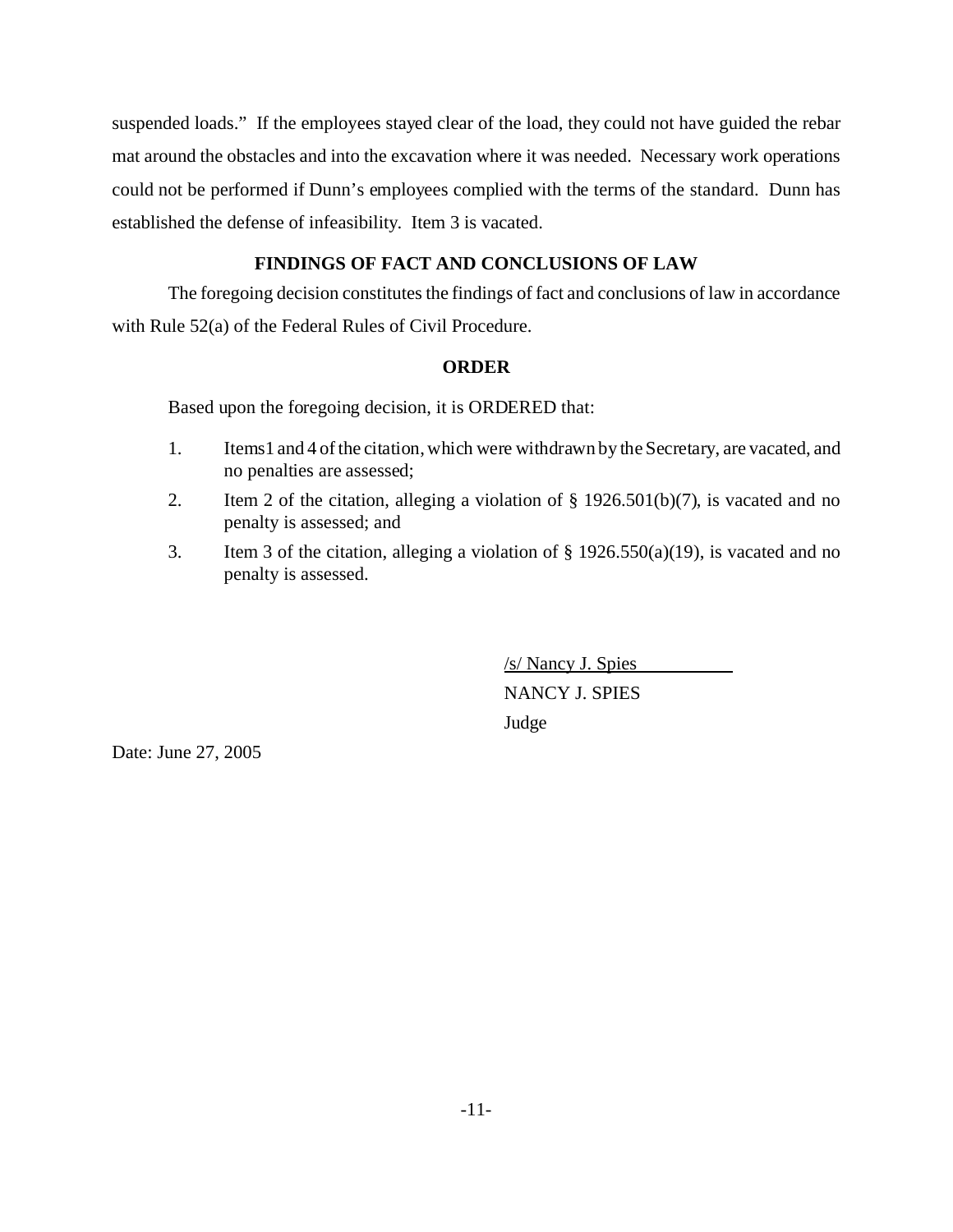suspended loads." If the employees stayed clear of the load, they could not have guided the rebar mat around the obstacles and into the excavation where it was needed. Necessary work operations could not be performed if Dunn's employees complied with the terms of the standard. Dunn has established the defense of infeasibility. Item 3 is vacated.

## FINDINGS OF FACT AND CONCLUSIONS OF LAW

The foregoing decision constitutes the findings of fact and conclusions of law in accordance with Rule 52(a) of the Federal Rules of Civil Procedure.

## ORDER

Based upon the foregoing decision, it is ORDERED that:

1. Items1 and 4 of the citation, which were withdrawn by the Secretary, are vacated, and no penalties are assessed;
2. Item 2 of the citation, alleging a violation of § 1926.501(b)(7), is vacated and no penalty is assessed; and
3. Item 3 of the citation, alleging a violation of § 1926.550(a)(19), is vacated and no penalty is assessed.

/s/ Nancy J. Spies

NANCY J. SPIES

Judge

Date: June 27, 2005